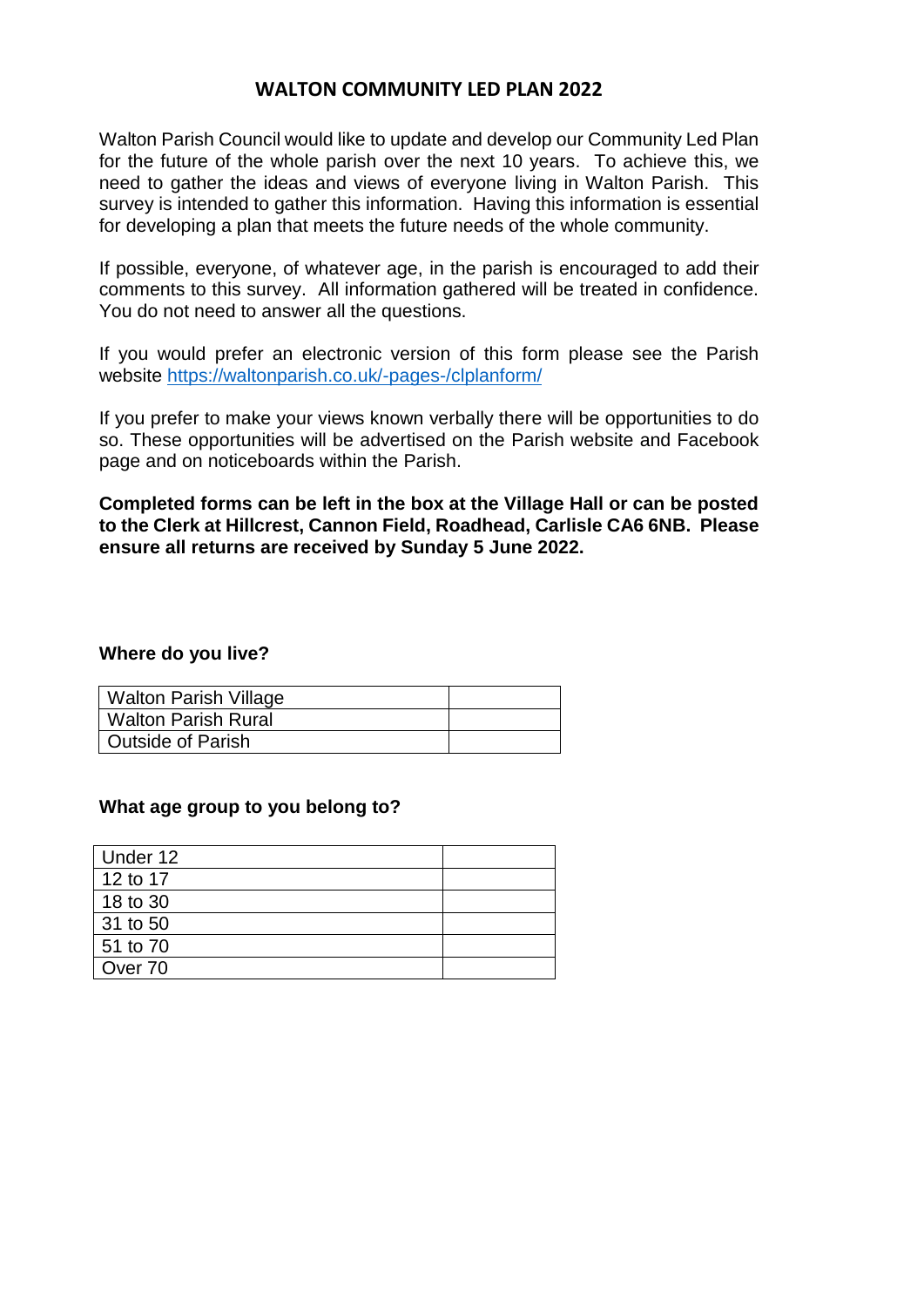# WALTON COMMUNITY LED PLAN 2022

Walton Parish Council would like to update and develop our Community Led Plan for the future of the whole parish over the next 10 years. To achieve this, we need to gather the ideas and views of everyone living in Walton Parish. This survey is intended to gather this information. Having this information is essential for developing a plan that meets the future needs of the whole community.

If possible, everyone, of whatever age, in the parish is encouraged to add their comments to this survey. All information gathered will be treated in confidence. You do not need to answer all the questions.

If you would prefer an electronic version of this form please see the Parish website https://waltonparish.co.uk/-pages-/clplanform/

If you prefer to make your views known verbally there will be opportunities to do so. These opportunities will be advertised on the Parish website and Facebook page and on noticeboards within the Parish.

**Completed forms can be left in the box at the Village Hall or can be posted to the Clerk at Hillcrest, Cannon Field, Roadhead, Carlisle CA6 6NB. Please ensure all returns are received by Sunday 5 June 2022.**

**Where do you live?**

| | |
|---|---|
| Walton Parish Village | |
| Walton Parish Rural | |
| Outside of Parish | |

**What age group to you belong to?**

| | |
|---|---|
| Under 12 | |
| 12 to 17 | |
| 18 to 30 | |
| 31 to 50 | |
| 51 to 70 | |
| Over 70 | |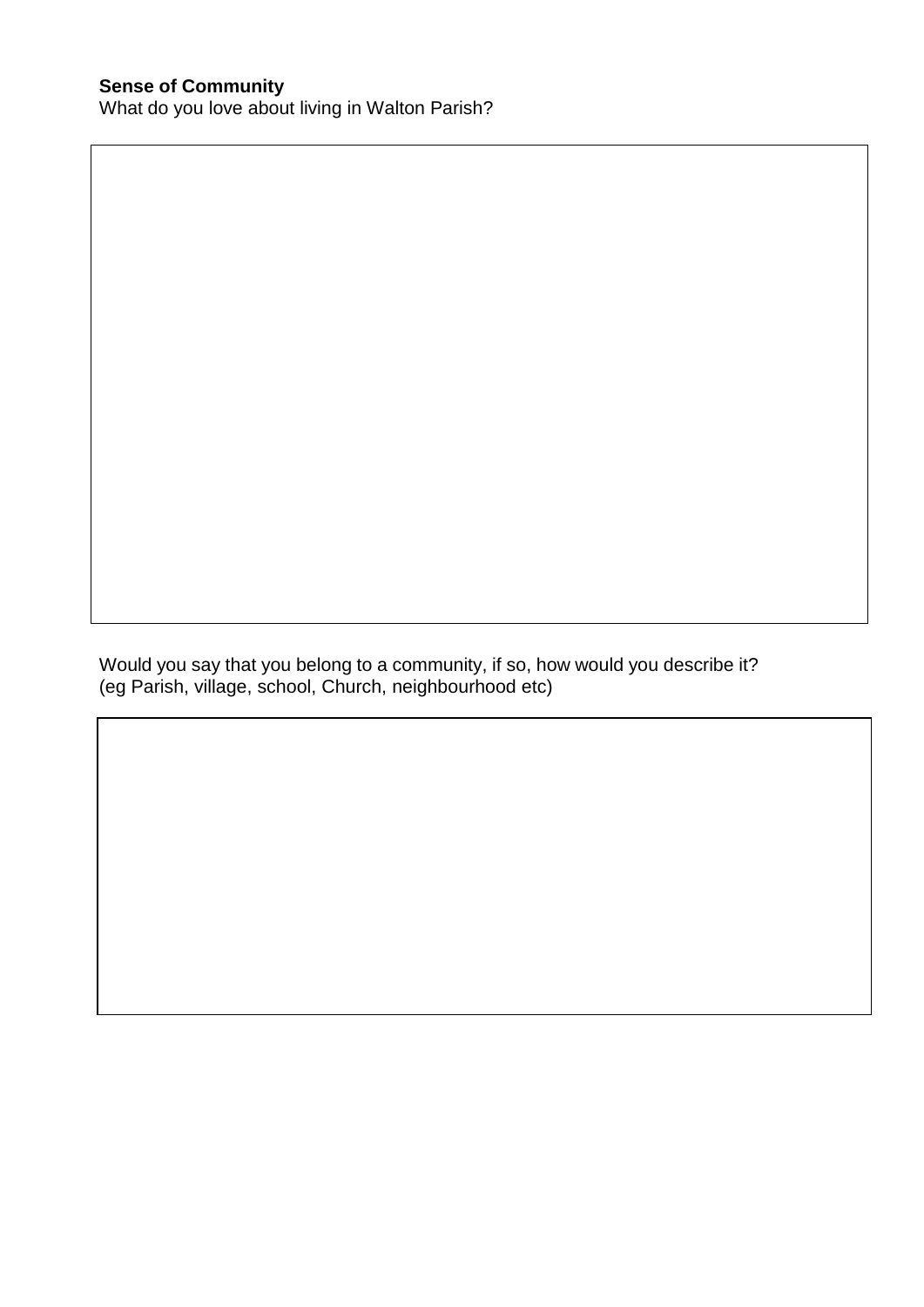**Sense of Community**

What do you love about living in Walton Parish?

Would you say that you belong to a community, if so, how would you describe it?
(eg Parish, village, school, Church, neighbourhood etc)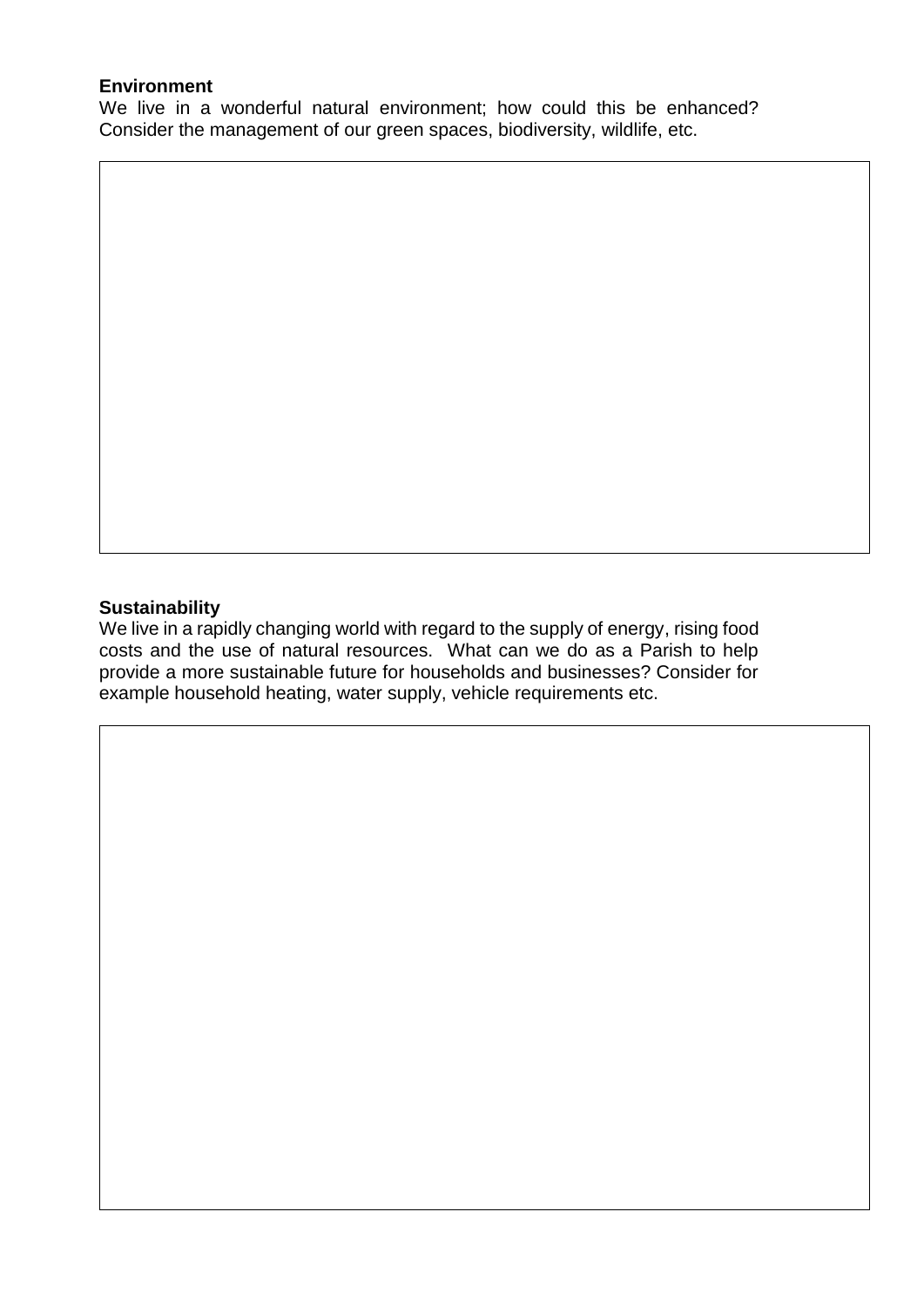**Environment**

We live in a wonderful natural environment; how could this be enhanced? Consider the management of our green spaces, biodiversity, wildlife, etc.

**Sustainability**

We live in a rapidly changing world with regard to the supply of energy, rising food costs and the use of natural resources. What can we do as a Parish to help provide a more sustainable future for households and businesses? Consider for example household heating, water supply, vehicle requirements etc.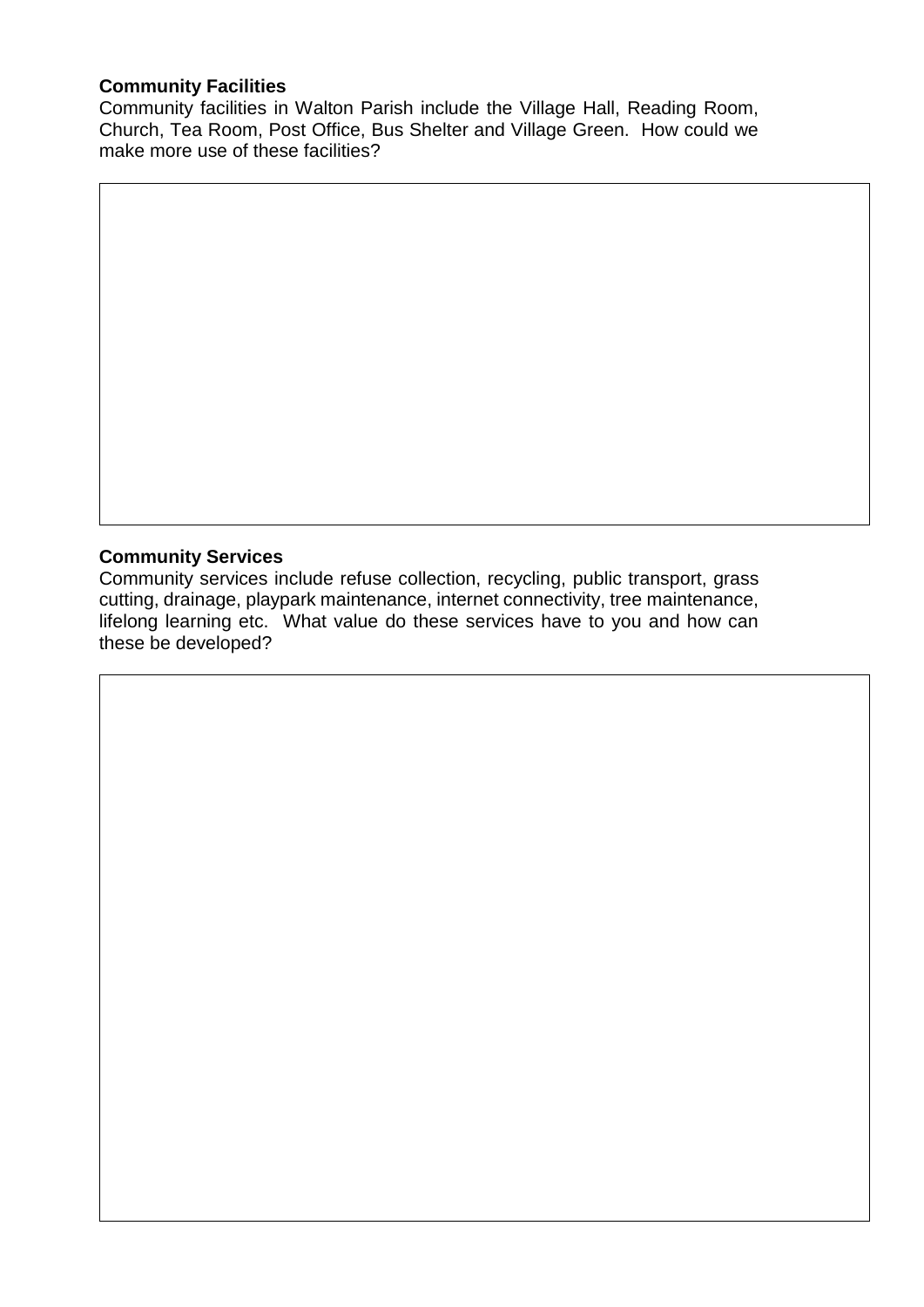**Community Facilities**

Community facilities in Walton Parish include the Village Hall, Reading Room, Church, Tea Room, Post Office, Bus Shelter and Village Green. How could we make more use of these facilities?

**Community Services**

Community services include refuse collection, recycling, public transport, grass cutting, drainage, playpark maintenance, internet connectivity, tree maintenance, lifelong learning etc. What value do these services have to you and how can these be developed?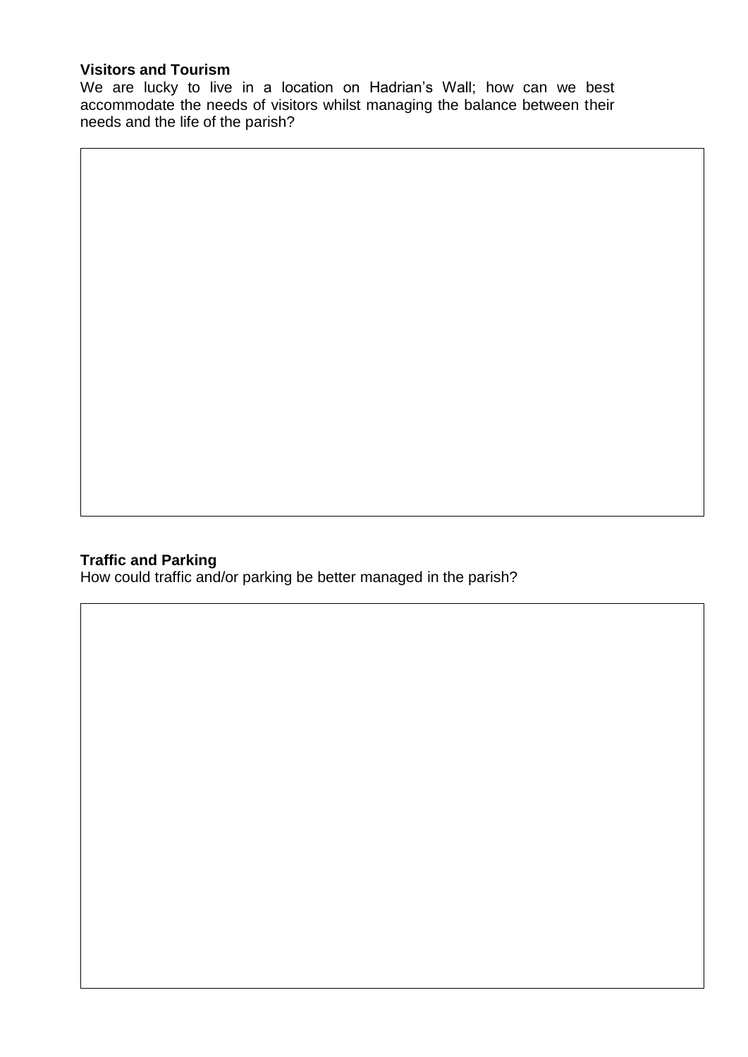**Visitors and Tourism**

We are lucky to live in a location on Hadrian's Wall; how can we best accommodate the needs of visitors whilst managing the balance between their needs and the life of the parish?

**Traffic and Parking**

How could traffic and/or parking be better managed in the parish?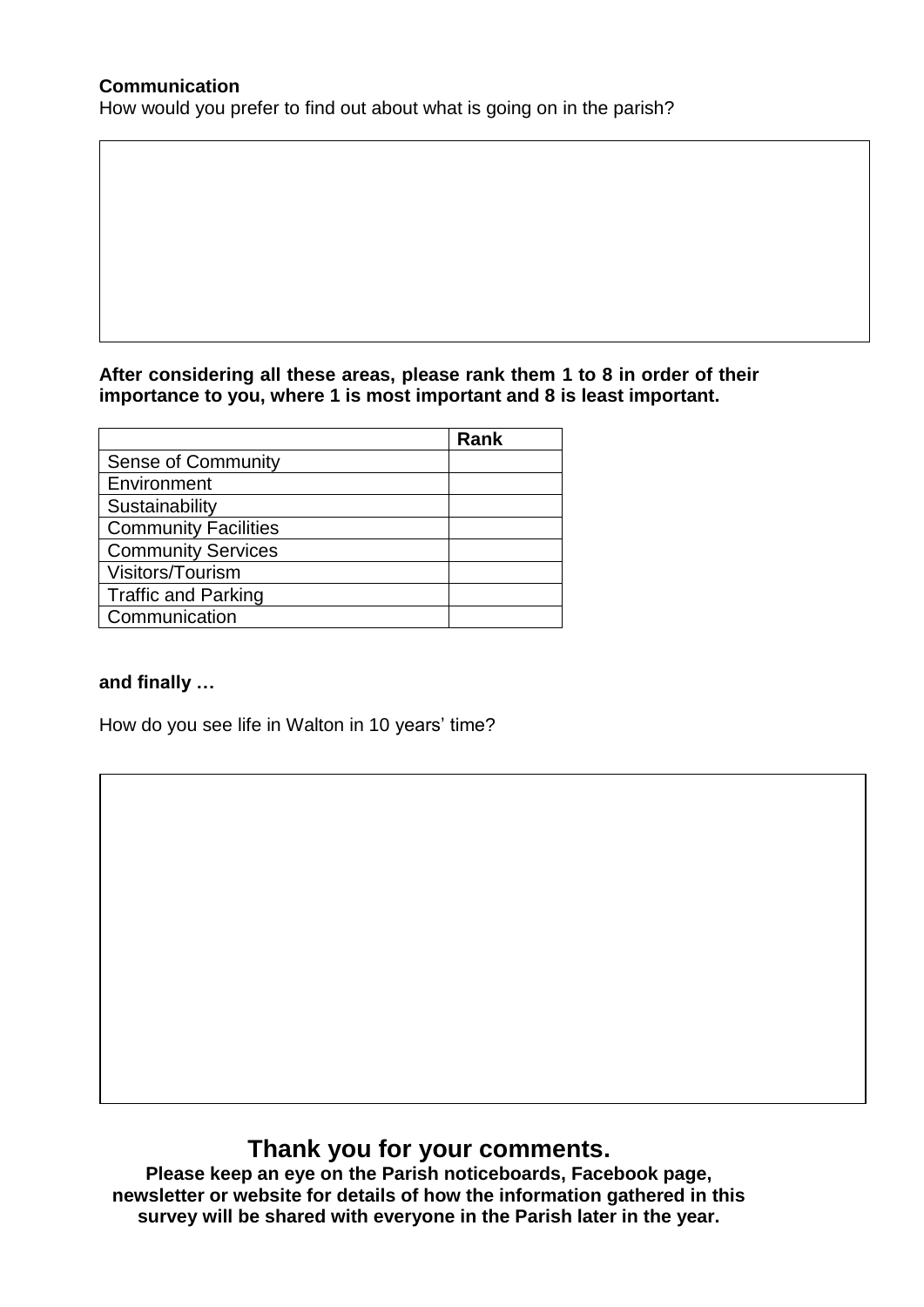**Communication**

How would you prefer to find out about what is going on in the parish?

**After considering all these areas, please rank them 1 to 8 in order of their importance to you, where 1 is most important and 8 is least important.**

| | Rank |
|---|---|
| Sense of Community | |
| Environment | |
| Sustainability | |
| Community Facilities | |
| Community Services | |
| Visitors/Tourism | |
| Traffic and Parking | |
| Communication | |

**and finally …**

How do you see life in Walton in 10 years' time?

## Thank you for your comments.

**Please keep an eye on the Parish noticeboards, Facebook page, newsletter or website for details of how the information gathered in this survey will be shared with everyone in the Parish later in the year.**